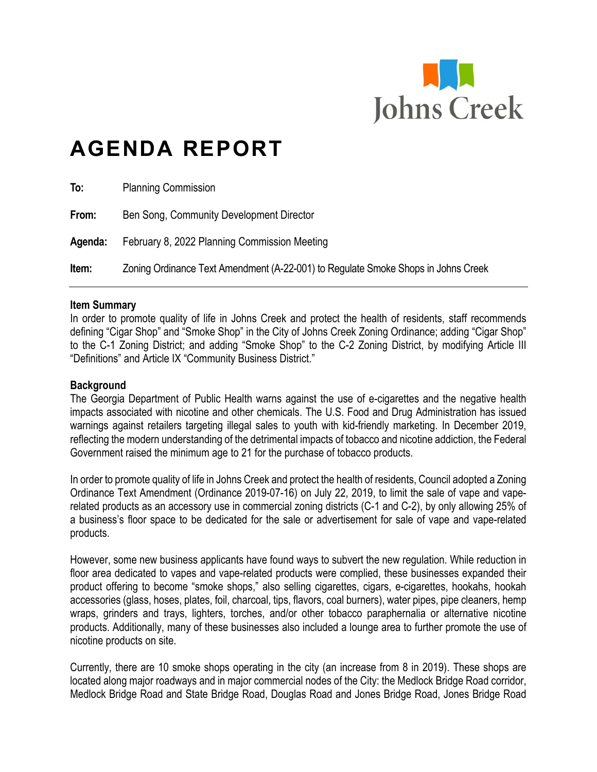Johns Creek

# AGENDA REPORT

**To:** Planning Commission

**From:** Ben Song, Community Development Director

**Agenda:** February 8, 2022 Planning Commission Meeting

**Item:** Zoning Ordinance Text Amendment (A-22-001) to Regulate Smoke Shops in Johns Creek

---

**Item Summary**

In order to promote quality of life in Johns Creek and protect the health of residents, staff recommends defining "Cigar Shop" and "Smoke Shop" in the City of Johns Creek Zoning Ordinance; adding "Cigar Shop" to the C-1 Zoning District; and adding "Smoke Shop" to the C-2 Zoning District, by modifying Article III "Definitions" and Article IX "Community Business District."

**Background**

The Georgia Department of Public Health warns against the use of e-cigarettes and the negative health impacts associated with nicotine and other chemicals. The U.S. Food and Drug Administration has issued warnings against retailers targeting illegal sales to youth with kid-friendly marketing. In December 2019, reflecting the modern understanding of the detrimental impacts of tobacco and nicotine addiction, the Federal Government raised the minimum age to 21 for the purchase of tobacco products.

In order to promote quality of life in Johns Creek and protect the health of residents, Council adopted a Zoning Ordinance Text Amendment (Ordinance 2019-07-16) on July 22, 2019, to limit the sale of vape and vape-related products as an accessory use in commercial zoning districts (C-1 and C-2), by only allowing 25% of a business's floor space to be dedicated for the sale or advertisement for sale of vape and vape-related products.

However, some new business applicants have found ways to subvert the new regulation. While reduction in floor area dedicated to vapes and vape-related products were complied, these businesses expanded their product offering to become "smoke shops," also selling cigarettes, cigars, e-cigarettes, hookahs, hookah accessories (glass, hoses, plates, foil, charcoal, tips, flavors, coal burners), water pipes, pipe cleaners, hemp wraps, grinders and trays, lighters, torches, and/or other tobacco paraphernalia or alternative nicotine products. Additionally, many of these businesses also included a lounge area to further promote the use of nicotine products on site.

Currently, there are 10 smoke shops operating in the city (an increase from 8 in 2019). These shops are located along major roadways and in major commercial nodes of the City: the Medlock Bridge Road corridor, Medlock Bridge Road and State Bridge Road, Douglas Road and Jones Bridge Road, Jones Bridge Road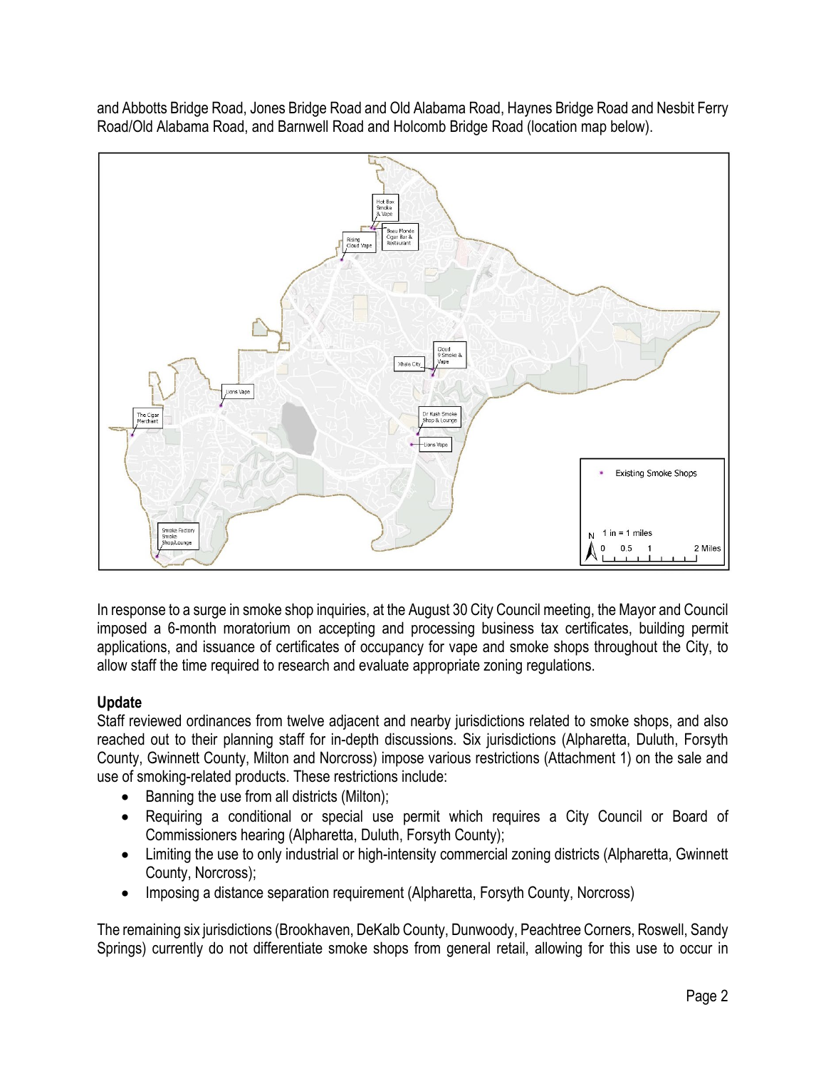and Abbotts Bridge Road, Jones Bridge Road and Old Alabama Road, Haynes Bridge Road and Nesbit Ferry Road/Old Alabama Road, and Barnwell Road and Holcomb Bridge Road (location map below).

In response to a surge in smoke shop inquiries, at the August 30 City Council meeting, the Mayor and Council imposed a 6-month moratorium on accepting and processing business tax certificates, building permit applications, and issuance of certificates of occupancy for vape and smoke shops throughout the City, to allow staff the time required to research and evaluate appropriate zoning regulations.

**Update**

Staff reviewed ordinances from twelve adjacent and nearby jurisdictions related to smoke shops, and also reached out to their planning staff for in-depth discussions. Six jurisdictions (Alpharetta, Duluth, Forsyth County, Gwinnett County, Milton and Norcross) impose various restrictions (Attachment 1) on the sale and use of smoking-related products. These restrictions include:

- Banning the use from all districts (Milton);
- Requiring a conditional or special use permit which requires a City Council or Board of Commissioners hearing (Alpharetta, Duluth, Forsyth County);
- Limiting the use to only industrial or high-intensity commercial zoning districts (Alpharetta, Gwinnett County, Norcross);
- Imposing a distance separation requirement (Alpharetta, Forsyth County, Norcross)

The remaining six jurisdictions (Brookhaven, DeKalb County, Dunwoody, Peachtree Corners, Roswell, Sandy Springs) currently do not differentiate smoke shops from general retail, allowing for this use to occur in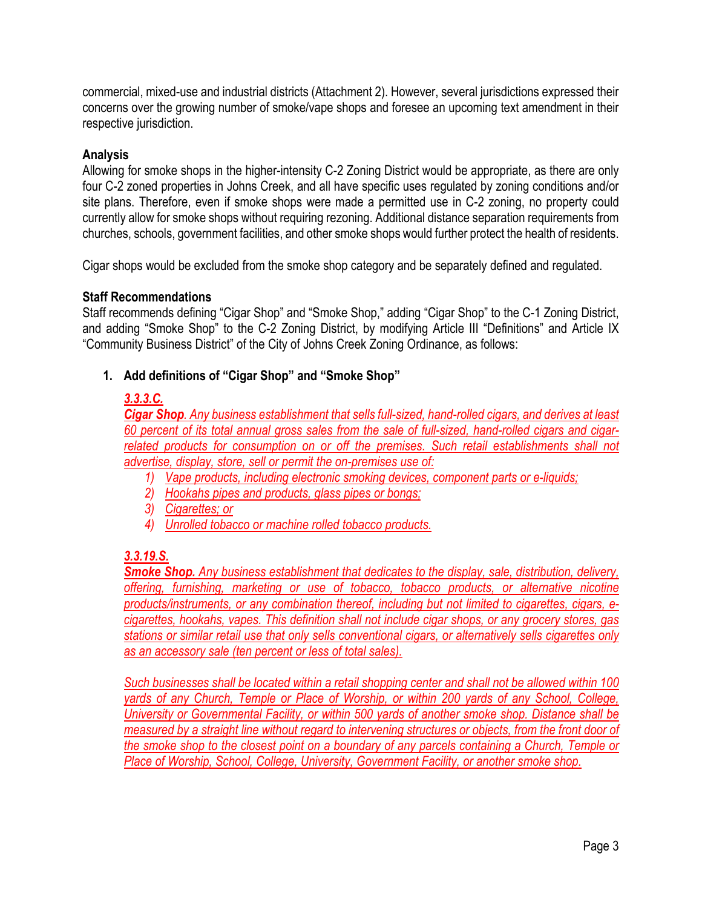commercial, mixed-use and industrial districts (Attachment 2). However, several jurisdictions expressed their concerns over the growing number of smoke/vape shops and foresee an upcoming text amendment in their respective jurisdiction.

**Analysis**

Allowing for smoke shops in the higher-intensity C-2 Zoning District would be appropriate, as there are only four C-2 zoned properties in Johns Creek, and all have specific uses regulated by zoning conditions and/or site plans. Therefore, even if smoke shops were made a permitted use in C-2 zoning, no property could currently allow for smoke shops without requiring rezoning. Additional distance separation requirements from churches, schools, government facilities, and other smoke shops would further protect the health of residents.

Cigar shops would be excluded from the smoke shop category and be separately defined and regulated.

**Staff Recommendations**

Staff recommends defining "Cigar Shop" and "Smoke Shop," adding "Cigar Shop" to the C-1 Zoning District, and adding "Smoke Shop" to the C-2 Zoning District, by modifying Article III "Definitions" and Article IX "Community Business District" of the City of Johns Creek Zoning Ordinance, as follows:

1. **Add definitions of "Cigar Shop" and "Smoke Shop"**

   ***3.3.3.C.***

   ***Cigar Shop****. Any business establishment that sells full-sized, hand-rolled cigars, and derives at least 60 percent of its total annual gross sales from the sale of full-sized, hand-rolled cigars and cigar-related products for consumption on or off the premises. Such retail establishments shall not advertise, display, store, sell or permit the on-premises use of:*

   1) *Vape products, including electronic smoking devices, component parts or e-liquids;*
   2) *Hookahs pipes and products, glass pipes or bongs;*
   3) *Cigarettes; or*
   4) *Unrolled tobacco or machine rolled tobacco products.*

   ***3.3.19.S.***

   ***Smoke Shop.*** *Any business establishment that dedicates to the display, sale, distribution, delivery, offering, furnishing, marketing or use of tobacco, tobacco products, or alternative nicotine products/instruments, or any combination thereof, including but not limited to cigarettes, cigars, e-cigarettes, hookahs, vapes. This definition shall not include cigar shops, or any grocery stores, gas stations or similar retail use that only sells conventional cigars, or alternatively sells cigarettes only as an accessory sale (ten percent or less of total sales).*

   *Such businesses shall be located within a retail shopping center and shall not be allowed within 100 yards of any Church, Temple or Place of Worship, or within 200 yards of any School, College, University or Governmental Facility, or within 500 yards of another smoke shop. Distance shall be measured by a straight line without regard to intervening structures or objects, from the front door of the smoke shop to the closest point on a boundary of any parcels containing a Church, Temple or Place of Worship, School, College, University, Government Facility, or another smoke shop.*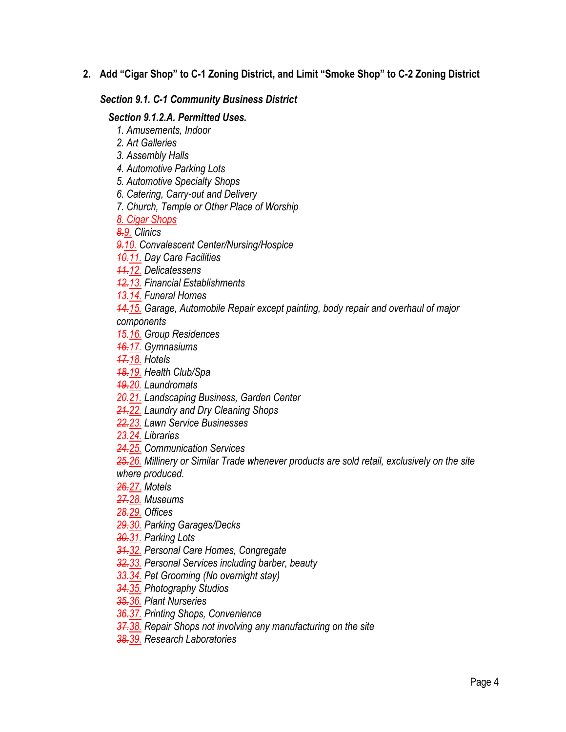## 2. Add "Cigar Shop" to C-1 Zoning District, and Limit "Smoke Shop" to C-2 Zoning District

### *Section 9.1. C-1 Community Business District*

#### *Section 9.1.2.A. Permitted Uses.*

*1. Amusements, Indoor*
*2. Art Galleries*
*3. Assembly Halls*
*4. Automotive Parking Lots*
*5. Automotive Specialty Shops*
*6. Catering, Carry-out and Delivery*
*7. Church, Temple or Other Place of Worship*
<u>*8. Cigar Shops*</u>
~~*8.*~~<u>*9.*</u> *Clinics*
~~*9.*~~<u>*10.*</u> *Convalescent Center/Nursing/Hospice*
~~*10.*~~<u>*11.*</u> *Day Care Facilities*
~~*11.*~~<u>*12.*</u> *Delicatessens*
~~*12.*~~<u>*13.*</u> *Financial Establishments*
~~*13.*~~<u>*14.*</u> *Funeral Homes*
~~*14.*~~<u>*15.*</u> *Garage, Automobile Repair except painting, body repair and overhaul of major components*
~~*15.*~~<u>*16.*</u> *Group Residences*
~~*16.*~~<u>*17.*</u> *Gymnasiums*
~~*17.*~~<u>*18.*</u> *Hotels*
~~*18.*~~<u>*19.*</u> *Health Club/Spa*
~~*19.*~~<u>*20.*</u> *Laundromats*
~~*20.*~~<u>*21.*</u> *Landscaping Business, Garden Center*
~~*21.*~~<u>*22.*</u> *Laundry and Dry Cleaning Shops*
~~*22.*~~<u>*23.*</u> *Lawn Service Businesses*
~~*23.*~~<u>*24.*</u> *Libraries*
~~*24.*~~<u>*25.*</u> *Communication Services*
~~*25.*~~<u>*26.*</u> *Millinery or Similar Trade whenever products are sold retail, exclusively on the site where produced.*
~~*26.*~~<u>*27.*</u> *Motels*
~~*27.*~~<u>*28.*</u> *Museums*
~~*28.*~~<u>*29.*</u> *Offices*
~~*29.*~~<u>*30.*</u> *Parking Garages/Decks*
~~*30.*~~<u>*31.*</u> *Parking Lots*
~~*31.*~~<u>*32.*</u> *Personal Care Homes, Congregate*
~~*32.*~~<u>*33.*</u> *Personal Services including barber, beauty*
~~*33.*~~<u>*34.*</u> *Pet Grooming (No overnight stay)*
~~*34.*~~<u>*35.*</u> *Photography Studios*
~~*35.*~~<u>*36.*</u> *Plant Nurseries*
~~*36.*~~<u>*37.*</u> *Printing Shops, Convenience*
~~*37.*~~<u>*38.*</u> *Repair Shops not involving any manufacturing on the site*
~~*38.*~~<u>*39.*</u> *Research Laboratories*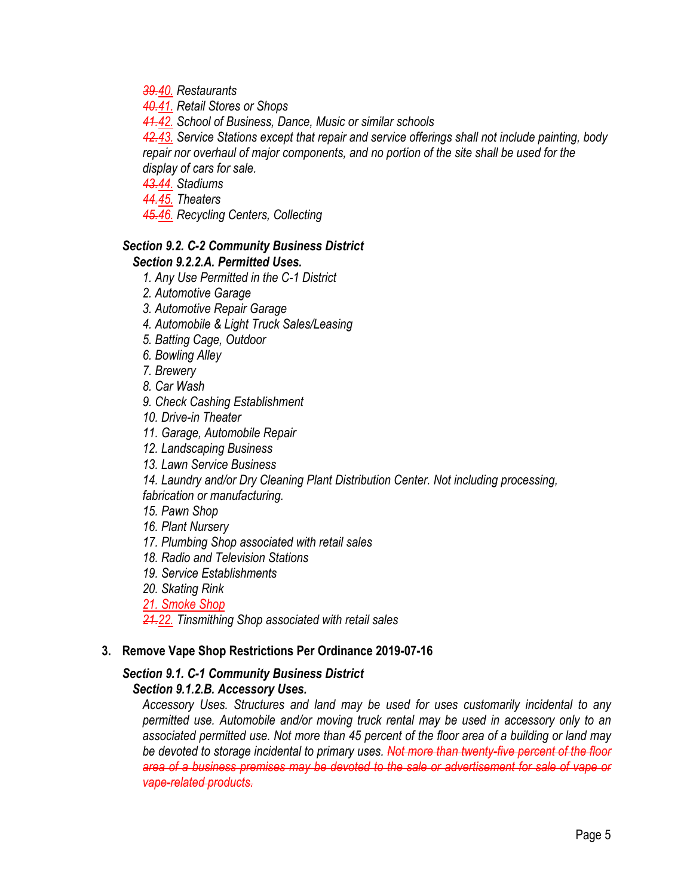*~~39.~~40. Restaurants*

*~~40.~~41. Retail Stores or Shops*

*~~41.~~42. School of Business, Dance, Music or similar schools*

*~~42.~~43. Service Stations except that repair and service offerings shall not include painting, body repair nor overhaul of major components, and no portion of the site shall be used for the display of cars for sale.*

*~~43.~~44. Stadiums*

*~~44.~~45. Theaters*

*~~45.~~46. Recycling Centers, Collecting*

***Section 9.2. C-2 Community Business District***

***Section 9.2.2.A. Permitted Uses.***

*1. Any Use Permitted in the C-1 District*
*2. Automotive Garage*
*3. Automotive Repair Garage*
*4. Automobile & Light Truck Sales/Leasing*
*5. Batting Cage, Outdoor*
*6. Bowling Alley*
*7. Brewery*
*8. Car Wash*
*9. Check Cashing Establishment*
*10. Drive-in Theater*
*11. Garage, Automobile Repair*
*12. Landscaping Business*
*13. Lawn Service Business*
*14. Laundry and/or Dry Cleaning Plant Distribution Center. Not including processing, fabrication or manufacturing.*
*15. Pawn Shop*
*16. Plant Nursery*
*17. Plumbing Shop associated with retail sales*
*18. Radio and Television Stations*
*19. Service Establishments*
*20. Skating Rink*
*21. Smoke Shop*
*~~21.~~22. Tinsmithing Shop associated with retail sales*

**3. Remove Vape Shop Restrictions Per Ordinance 2019-07-16**

***Section 9.1. C-1 Community Business District***

***Section 9.1.2.B. Accessory Uses.***

*Accessory Uses. Structures and land may be used for uses customarily incidental to any permitted use. Automobile and/or moving truck rental may be used in accessory only to an associated permitted use. Not more than 45 percent of the floor area of a building or land may be devoted to storage incidental to primary uses. ~~Not more than twenty-five percent of the floor area of a business premises may be devoted to the sale or advertisement for sale of vape or vape-related products.~~*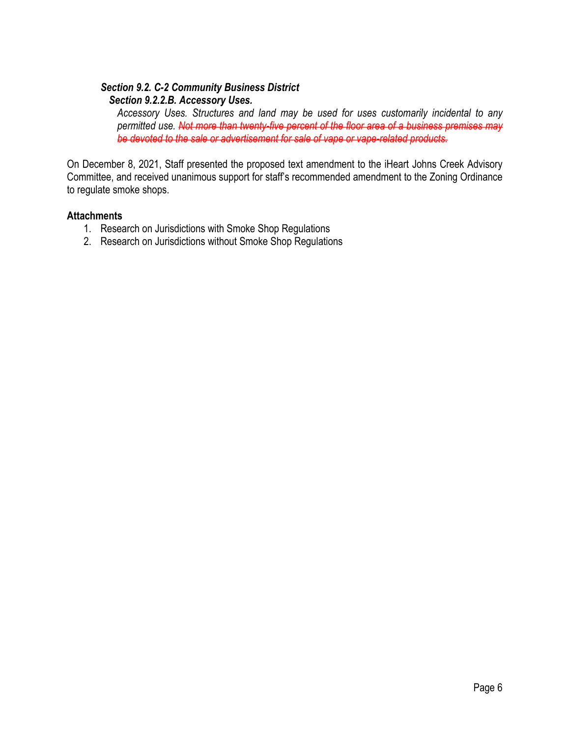***Section 9.2. C-2 Community Business District***

***Section 9.2.2.B. Accessory Uses.***

*Accessory Uses. Structures and land may be used for uses customarily incidental to any permitted use. ~~Not more than twenty-five percent of the floor area of a business premises may be devoted to the sale or advertisement for sale of vape or vape-related products.~~*

On December 8, 2021, Staff presented the proposed text amendment to the iHeart Johns Creek Advisory Committee, and received unanimous support for staff's recommended amendment to the Zoning Ordinance to regulate smoke shops.

**Attachments**

1. Research on Jurisdictions with Smoke Shop Regulations
2. Research on Jurisdictions without Smoke Shop Regulations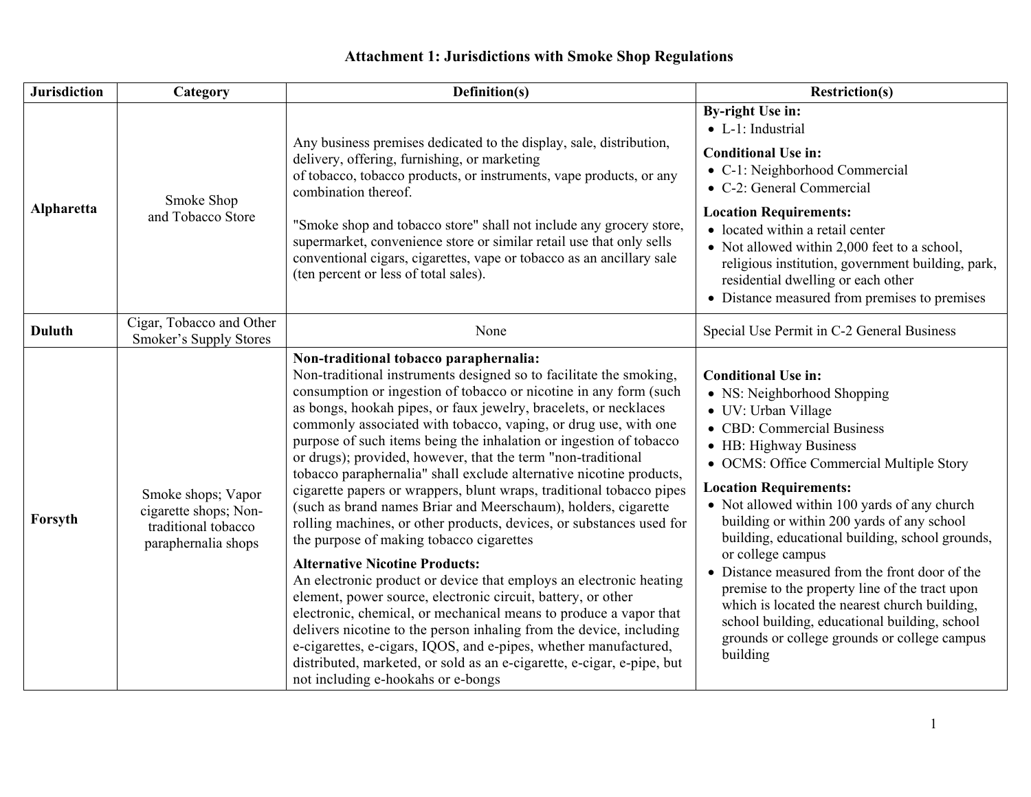# Attachment 1: Jurisdictions with Smoke Shop Regulations

| Jurisdiction | Category | Definition(s) | Restriction(s) |
|---|---|---|---|
| **Alpharetta** | Smoke Shop and Tobacco Store | Any business premises dedicated to the display, sale, distribution, delivery, offering, furnishing, or marketing of tobacco, tobacco products, or instruments, vape products, or any combination thereof.<br><br>"Smoke shop and tobacco store" shall not include any grocery store, supermarket, convenience store or similar retail use that only sells conventional cigars, cigarettes, vape or tobacco as an ancillary sale (ten percent or less of total sales). | **By-right Use in:**<br>• L-1: Industrial<br>**Conditional Use in:**<br>• C-1: Neighborhood Commercial<br>• C-2: General Commercial<br>**Location Requirements:**<br>• located within a retail center<br>• Not allowed within 2,000 feet to a school, religious institution, government building, park, residential dwelling or each other<br>• Distance measured from premises to premises |
| **Duluth** | Cigar, Tobacco and Other Smoker's Supply Stores | None | Special Use Permit in C-2 General Business |
| **Forsyth** | Smoke shops; Vapor cigarette shops; Non-traditional tobacco paraphernalia shops | **Non-traditional tobacco paraphernalia:**<br>Non-traditional instruments designed so to facilitate the smoking, consumption or ingestion of tobacco or nicotine in any form (such as bongs, hookah pipes, or faux jewelry, bracelets, or necklaces commonly associated with tobacco, vaping, or drug use, with one purpose of such items being the inhalation or ingestion of tobacco or drugs); provided, however, that the term "non-traditional tobacco paraphernalia" shall exclude alternative nicotine products, cigarette papers or wrappers, blunt wraps, traditional tobacco pipes (such as brand names Briar and Meerschaum), holders, cigarette rolling machines, or other products, devices, or substances used for the purpose of making tobacco cigarettes<br>**Alternative Nicotine Products:**<br>An electronic product or device that employs an electronic heating element, power source, electronic circuit, battery, or other electronic, chemical, or mechanical means to produce a vapor that delivers nicotine to the person inhaling from the device, including e-cigarettes, e-cigars, IQOS, and e-pipes, whether manufactured, distributed, marketed, or sold as an e-cigarette, e-cigar, e-pipe, but not including e-hookahs or e-bongs | **Conditional Use in:**<br>• NS: Neighborhood Shopping<br>• UV: Urban Village<br>• CBD: Commercial Business<br>• HB: Highway Business<br>• OCMS: Office Commercial Multiple Story<br>**Location Requirements:**<br>• Not allowed within 100 yards of any church building or within 200 yards of any school building, educational building, school grounds, or college campus<br>• Distance measured from the front door of the premise to the property line of the tract upon which is located the nearest church building, school building, educational building, school grounds or college grounds or college campus building |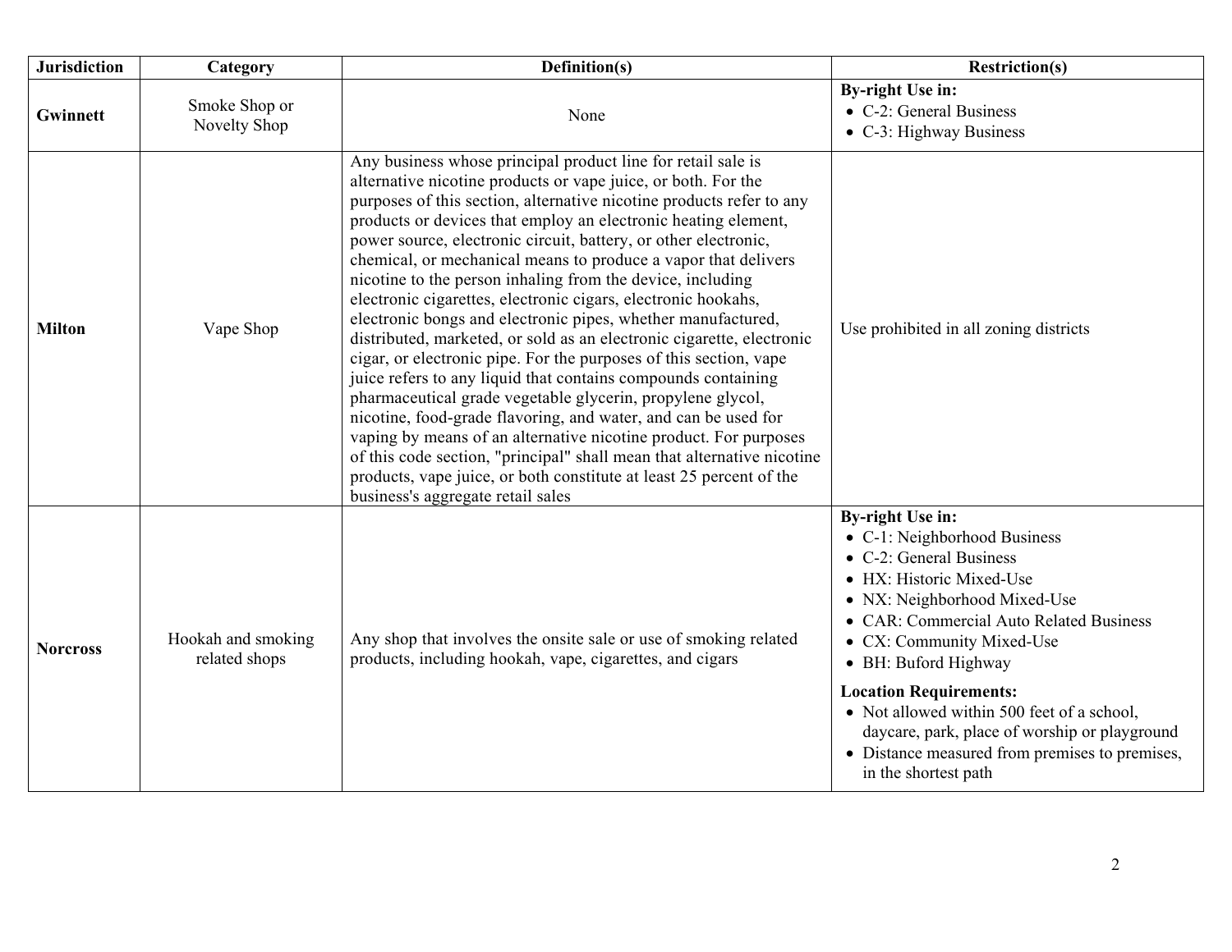| Jurisdiction | Category | Definition(s) | Restriction(s) |
|---|---|---|---|
| **Gwinnett** | Smoke Shop or Novelty Shop | None | **By-right Use in:**<br>• C-2: General Business<br>• C-3: Highway Business |
| **Milton** | Vape Shop | Any business whose principal product line for retail sale is alternative nicotine products or vape juice, or both. For the purposes of this section, alternative nicotine products refer to any products or devices that employ an electronic heating element, power source, electronic circuit, battery, or other electronic, chemical, or mechanical means to produce a vapor that delivers nicotine to the person inhaling from the device, including electronic cigarettes, electronic cigars, electronic hookahs, electronic bongs and electronic pipes, whether manufactured, distributed, marketed, or sold as an electronic cigarette, electronic cigar, or electronic pipe. For the purposes of this section, vape juice refers to any liquid that contains compounds containing pharmaceutical grade vegetable glycerin, propylene glycol, nicotine, food-grade flavoring, and water, and can be used for vaping by means of an alternative nicotine product. For purposes of this code section, "principal" shall mean that alternative nicotine products, vape juice, or both constitute at least 25 percent of the business's aggregate retail sales | Use prohibited in all zoning districts |
| **Norcross** | Hookah and smoking related shops | Any shop that involves the onsite sale or use of smoking related products, including hookah, vape, cigarettes, and cigars | **By-right Use in:**<br>• C-1: Neighborhood Business<br>• C-2: General Business<br>• HX: Historic Mixed-Use<br>• NX: Neighborhood Mixed-Use<br>• CAR: Commercial Auto Related Business<br>• CX: Community Mixed-Use<br>• BH: Buford Highway<br>**Location Requirements:**<br>• Not allowed within 500 feet of a school, daycare, park, place of worship or playground<br>• Distance measured from premises to premises, in the shortest path |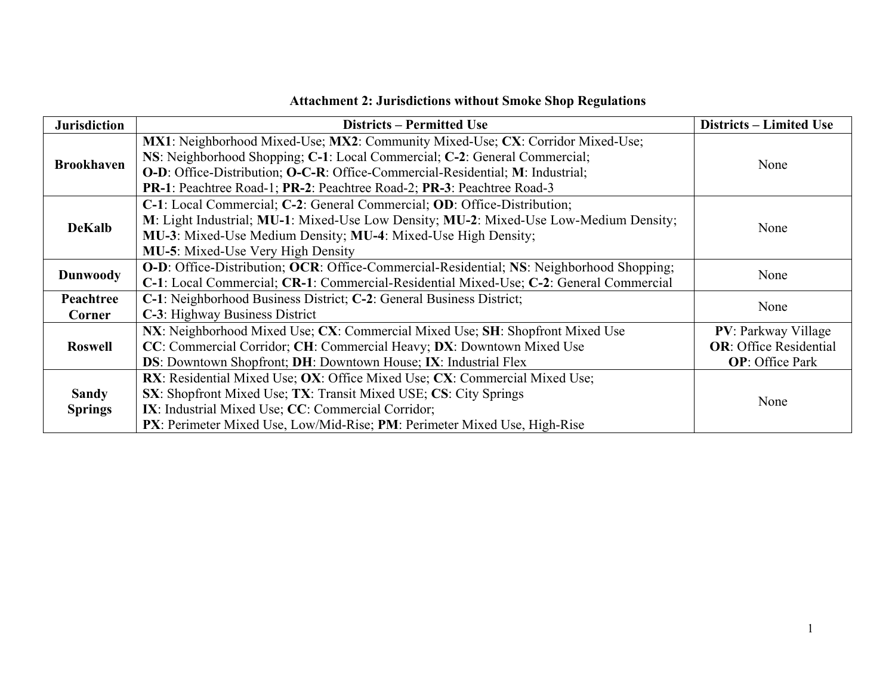**Attachment 2: Jurisdictions without Smoke Shop Regulations**

| Jurisdiction | Districts – Permitted Use | Districts – Limited Use |
| --- | --- | --- |
| **Brookhaven** | **MX1**: Neighborhood Mixed-Use; **MX2**: Community Mixed-Use; **CX**: Corridor Mixed-Use; **NS**: Neighborhood Shopping; **C-1**: Local Commercial; **C-2**: General Commercial; **O-D**: Office-Distribution; **O-C-R**: Office-Commercial-Residential; **M**: Industrial; **PR-1**: Peachtree Road-1; **PR-2**: Peachtree Road-2; **PR-3**: Peachtree Road-3 | None |
| **DeKalb** | **C-1**: Local Commercial; **C-2**: General Commercial; **OD**: Office-Distribution; **M**: Light Industrial; **MU-1**: Mixed-Use Low Density; **MU-2**: Mixed-Use Low-Medium Density; **MU-3**: Mixed-Use Medium Density; **MU-4**: Mixed-Use High Density; **MU-5**: Mixed-Use Very High Density | None |
| **Dunwoody** | **O-D**: Office-Distribution; **OCR**: Office-Commercial-Residential; **NS**: Neighborhood Shopping; **C-1**: Local Commercial; **CR-1**: Commercial-Residential Mixed-Use; **C-2**: General Commercial | None |
| **Peachtree Corner** | **C-1**: Neighborhood Business District; **C-2**: General Business District; **C-3**: Highway Business District | None |
| **Roswell** | **NX**: Neighborhood Mixed Use; **CX**: Commercial Mixed Use; **SH**: Shopfront Mixed Use **CC**: Commercial Corridor; **CH**: Commercial Heavy; **DX**: Downtown Mixed Use **DS**: Downtown Shopfront; **DH**: Downtown House; **IX**: Industrial Flex | **PV**: Parkway Village **OR**: Office Residential **OP**: Office Park |
| **Sandy Springs** | **RX**: Residential Mixed Use; **OX**: Office Mixed Use; **CX**: Commercial Mixed Use; **SX**: Shopfront Mixed Use; **TX**: Transit Mixed USE; **CS**: City Springs **IX**: Industrial Mixed Use; **CC**: Commercial Corridor; **PX**: Perimeter Mixed Use, Low/Mid-Rise; **PM**: Perimeter Mixed Use, High-Rise | None |